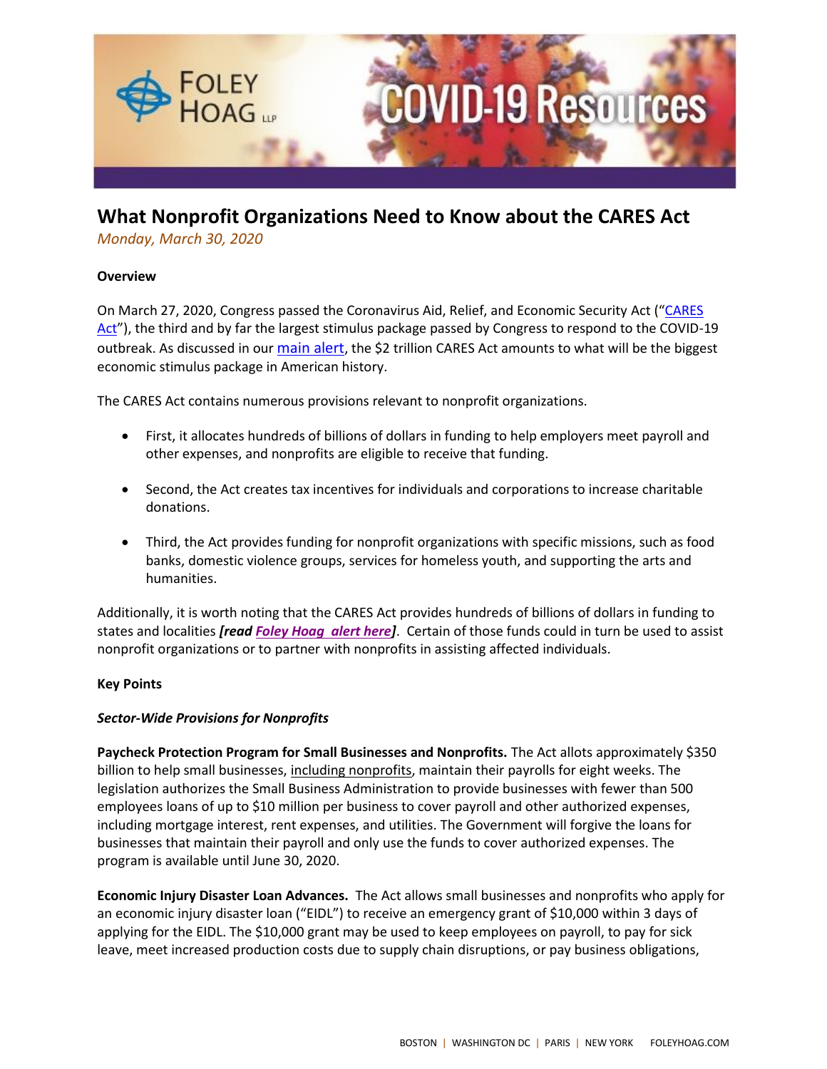# What Nonprofit Organizations Need to Know about the CARES Act

*Monday, March 30, 2020*

**Overview**

On March 27, 2020, Congress passed the Coronavirus Aid, Relief, and Economic Security Act ("CARES Act"), the third and by far the largest stimulus package passed by Congress to respond to the COVID-19 outbreak. As discussed in our main alert, the $2 trillion CARES Act amounts to what will be the biggest economic stimulus package in American history.

The CARES Act contains numerous provisions relevant to nonprofit organizations.

- First, it allocates hundreds of billions of dollars in funding to help employers meet payroll and other expenses, and nonprofits are eligible to receive that funding.
- Second, the Act creates tax incentives for individuals and corporations to increase charitable donations.
- Third, the Act provides funding for nonprofit organizations with specific missions, such as food banks, domestic violence groups, services for homeless youth, and supporting the arts and humanities.

Additionally, it is worth noting that the CARES Act provides hundreds of billions of dollars in funding to states and localities ***[read Foley Hoag alert here]***. Certain of those funds could in turn be used to assist nonprofit organizations or to partner with nonprofits in assisting affected individuals.

**Key Points**

***Sector-Wide Provisions for Nonprofits***

**Paycheck Protection Program for Small Businesses and Nonprofits.** The Act allots approximately $350 billion to help small businesses, including nonprofits, maintain their payrolls for eight weeks. The legislation authorizes the Small Business Administration to provide businesses with fewer than 500 employees loans of up to $10 million per business to cover payroll and other authorized expenses, including mortgage interest, rent expenses, and utilities. The Government will forgive the loans for businesses that maintain their payroll and only use the funds to cover authorized expenses. The program is available until June 30, 2020.

**Economic Injury Disaster Loan Advances.** The Act allows small businesses and nonprofits who apply for an economic injury disaster loan ("EIDL") to receive an emergency grant of $10,000 within 3 days of applying for the EIDL. The $10,000 grant may be used to keep employees on payroll, to pay for sick leave, meet increased production costs due to supply chain disruptions, or pay business obligations,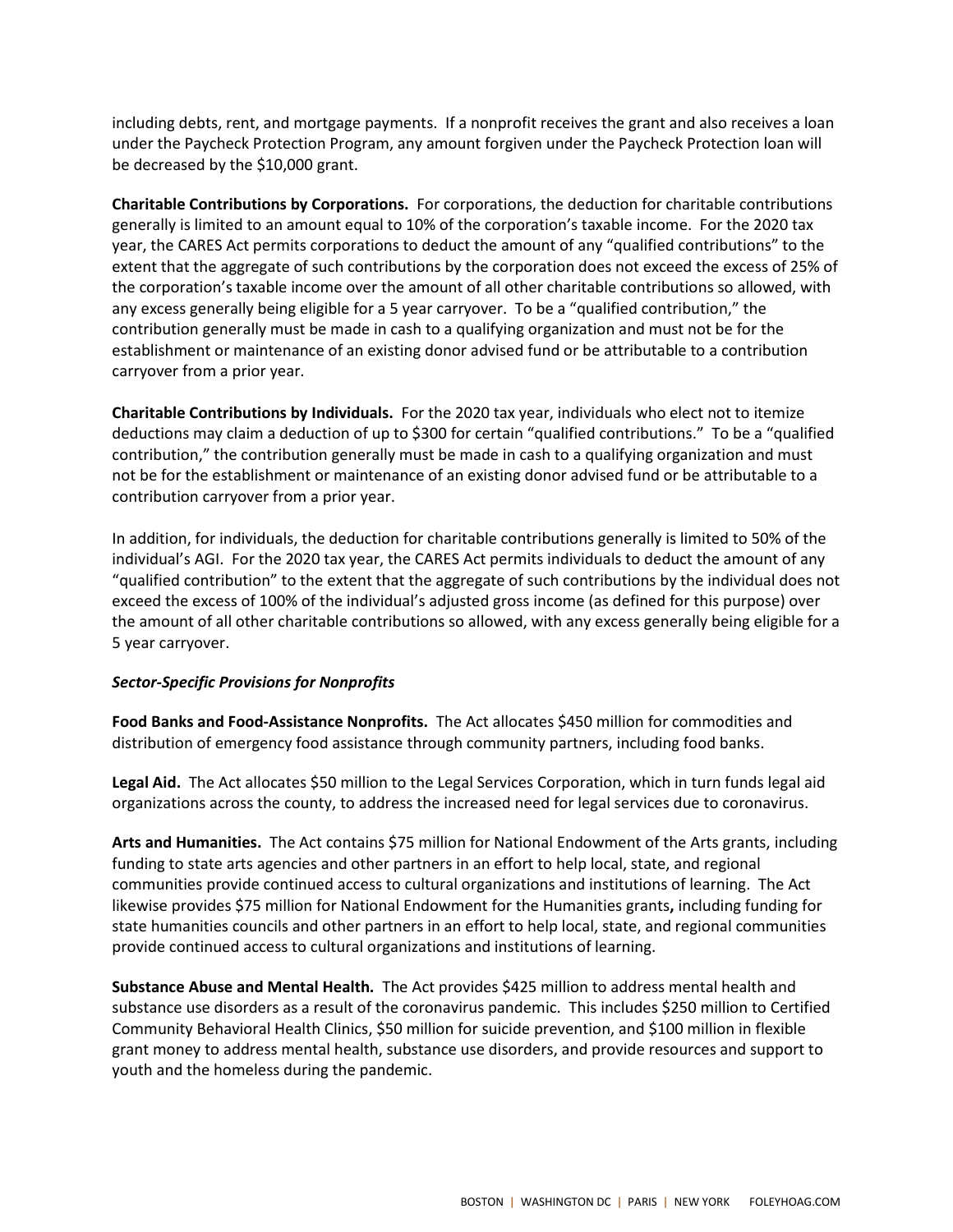including debts, rent, and mortgage payments. If a nonprofit receives the grant and also receives a loan under the Paycheck Protection Program, any amount forgiven under the Paycheck Protection loan will be decreased by the $10,000 grant.

**Charitable Contributions by Corporations.** For corporations, the deduction for charitable contributions generally is limited to an amount equal to 10% of the corporation's taxable income. For the 2020 tax year, the CARES Act permits corporations to deduct the amount of any "qualified contributions" to the extent that the aggregate of such contributions by the corporation does not exceed the excess of 25% of the corporation's taxable income over the amount of all other charitable contributions so allowed, with any excess generally being eligible for a 5 year carryover. To be a "qualified contribution," the contribution generally must be made in cash to a qualifying organization and must not be for the establishment or maintenance of an existing donor advised fund or be attributable to a contribution carryover from a prior year.

**Charitable Contributions by Individuals.** For the 2020 tax year, individuals who elect not to itemize deductions may claim a deduction of up to $300 for certain "qualified contributions." To be a "qualified contribution," the contribution generally must be made in cash to a qualifying organization and must not be for the establishment or maintenance of an existing donor advised fund or be attributable to a contribution carryover from a prior year.

In addition, for individuals, the deduction for charitable contributions generally is limited to 50% of the individual's AGI. For the 2020 tax year, the CARES Act permits individuals to deduct the amount of any "qualified contribution" to the extent that the aggregate of such contributions by the individual does not exceed the excess of 100% of the individual's adjusted gross income (as defined for this purpose) over the amount of all other charitable contributions so allowed, with any excess generally being eligible for a 5 year carryover.

***Sector-Specific Provisions for Nonprofits***

**Food Banks and Food-Assistance Nonprofits.** The Act allocates $450 million for commodities and distribution of emergency food assistance through community partners, including food banks.

**Legal Aid.** The Act allocates $50 million to the Legal Services Corporation, which in turn funds legal aid organizations across the county, to address the increased need for legal services due to coronavirus.

**Arts and Humanities.** The Act contains $75 million for National Endowment of the Arts grants, including funding to state arts agencies and other partners in an effort to help local, state, and regional communities provide continued access to cultural organizations and institutions of learning. The Act likewise provides $75 million for National Endowment for the Humanities grants**,** including funding for state humanities councils and other partners in an effort to help local, state, and regional communities provide continued access to cultural organizations and institutions of learning.

**Substance Abuse and Mental Health.** The Act provides $425 million to address mental health and substance use disorders as a result of the coronavirus pandemic. This includes $250 million to Certified Community Behavioral Health Clinics, $50 million for suicide prevention, and $100 million in flexible grant money to address mental health, substance use disorders, and provide resources and support to youth and the homeless during the pandemic.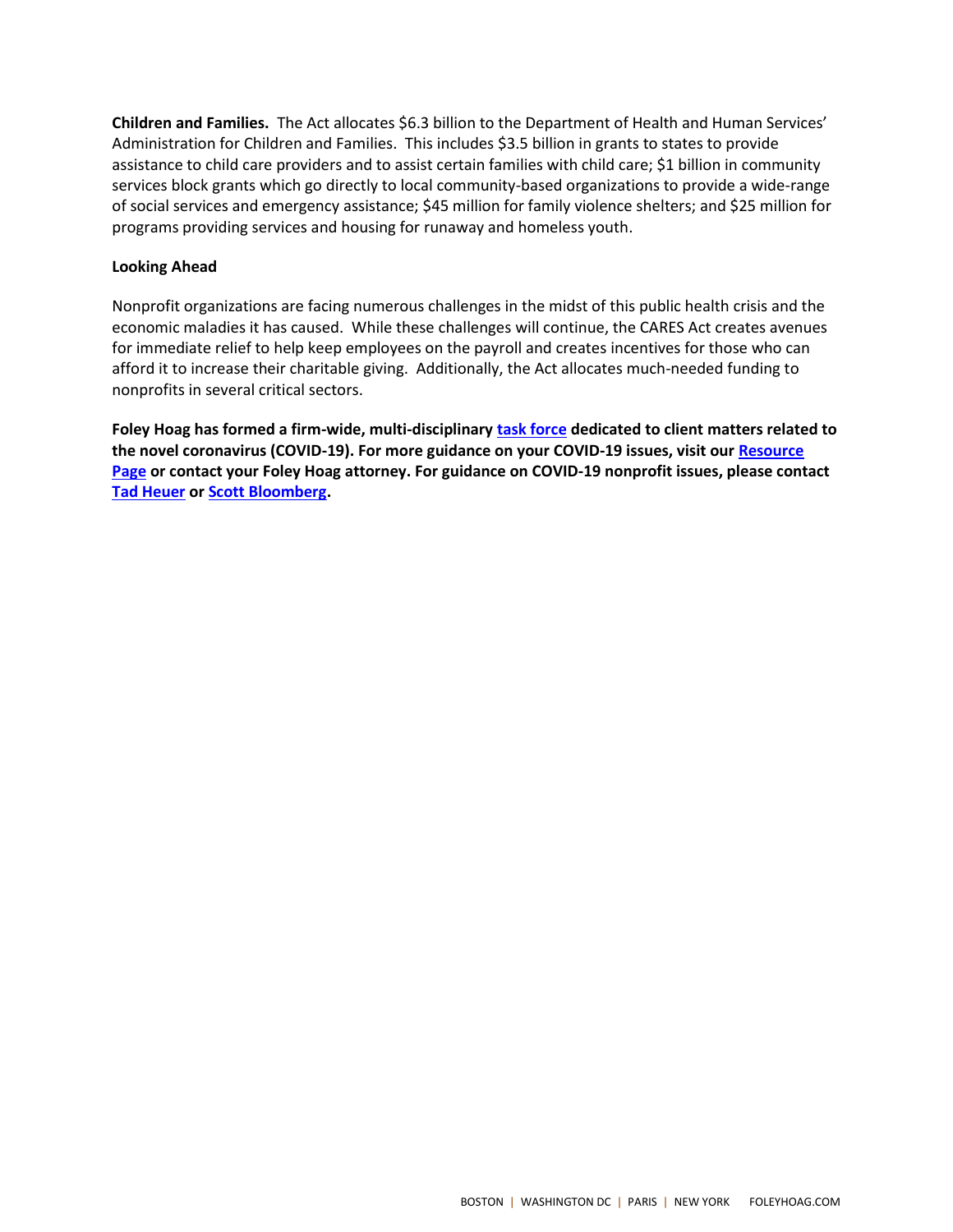**Children and Families.** The Act allocates $6.3 billion to the Department of Health and Human Services' Administration for Children and Families. This includes $3.5 billion in grants to states to provide assistance to child care providers and to assist certain families with child care; $1 billion in community services block grants which go directly to local community-based organizations to provide a wide-range of social services and emergency assistance; $45 million for family violence shelters; and $25 million for programs providing services and housing for runaway and homeless youth.

**Looking Ahead**

Nonprofit organizations are facing numerous challenges in the midst of this public health crisis and the economic maladies it has caused. While these challenges will continue, the CARES Act creates avenues for immediate relief to help keep employees on the payroll and creates incentives for those who can afford it to increase their charitable giving. Additionally, the Act allocates much-needed funding to nonprofits in several critical sectors.

**Foley Hoag has formed a firm-wide, multi-disciplinary task force dedicated to client matters related to the novel coronavirus (COVID-19). For more guidance on your COVID-19 issues, visit our Resource Page or contact your Foley Hoag attorney. For guidance on COVID-19 nonprofit issues, please contact Tad Heuer or Scott Bloomberg.**